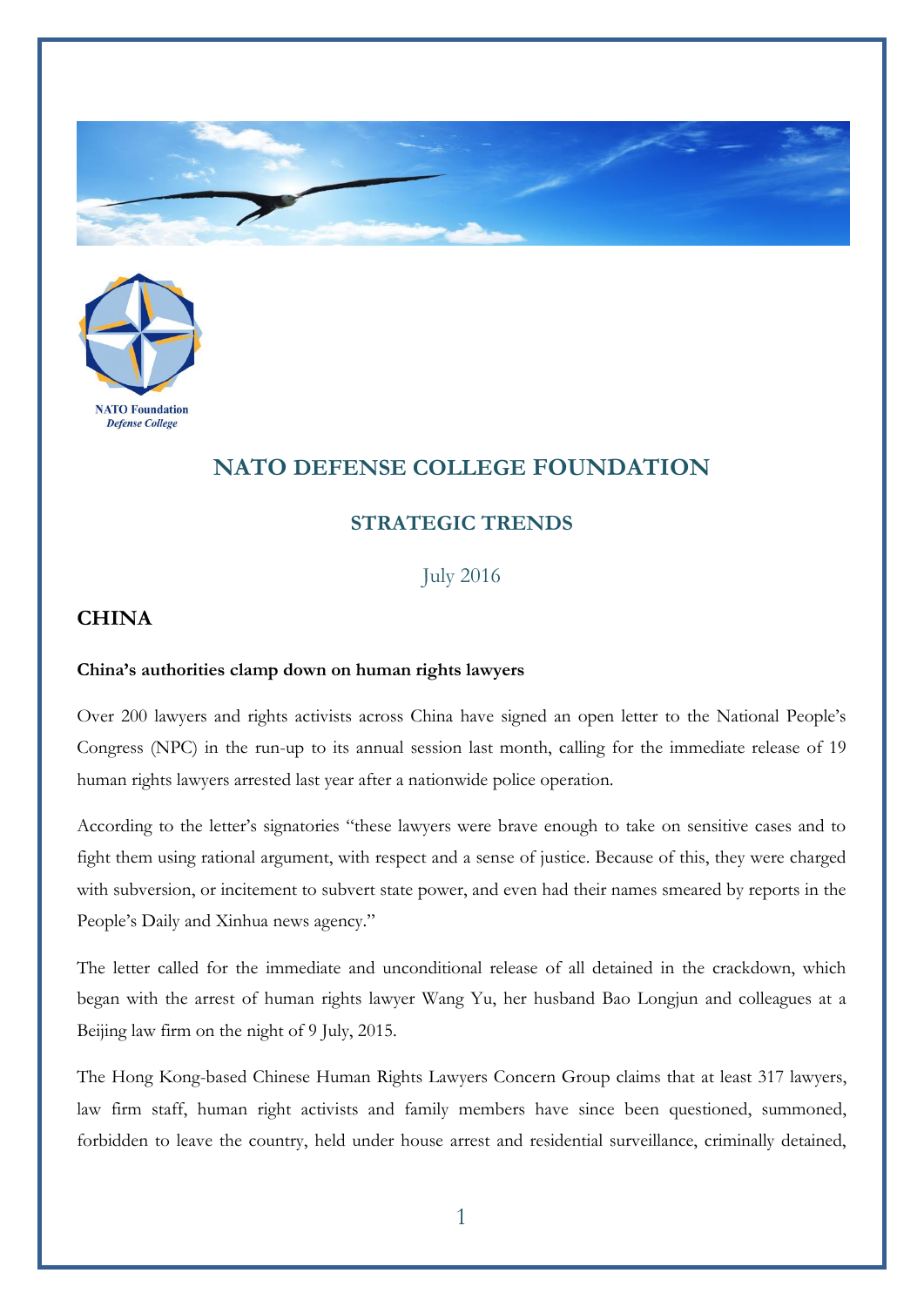NATO Foundation
*Defense College*

# NATO DEFENSE COLLEGE FOUNDATION

## STRATEGIC TRENDS

July 2016

## CHINA

**China's authorities clamp down on human rights lawyers**

Over 200 lawyers and rights activists across China have signed an open letter to the National People's Congress (NPC) in the run-up to its annual session last month, calling for the immediate release of 19 human rights lawyers arrested last year after a nationwide police operation.

According to the letter's signatories "these lawyers were brave enough to take on sensitive cases and to fight them using rational argument, with respect and a sense of justice. Because of this, they were charged with subversion, or incitement to subvert state power, and even had their names smeared by reports in the People's Daily and Xinhua news agency."

The letter called for the immediate and unconditional release of all detained in the crackdown, which began with the arrest of human rights lawyer Wang Yu, her husband Bao Longjun and colleagues at a Beijing law firm on the night of 9 July, 2015.

The Hong Kong-based Chinese Human Rights Lawyers Concern Group claims that at least 317 lawyers, law firm staff, human right activists and family members have since been questioned, summoned, forbidden to leave the country, held under house arrest and residential surveillance, criminally detained,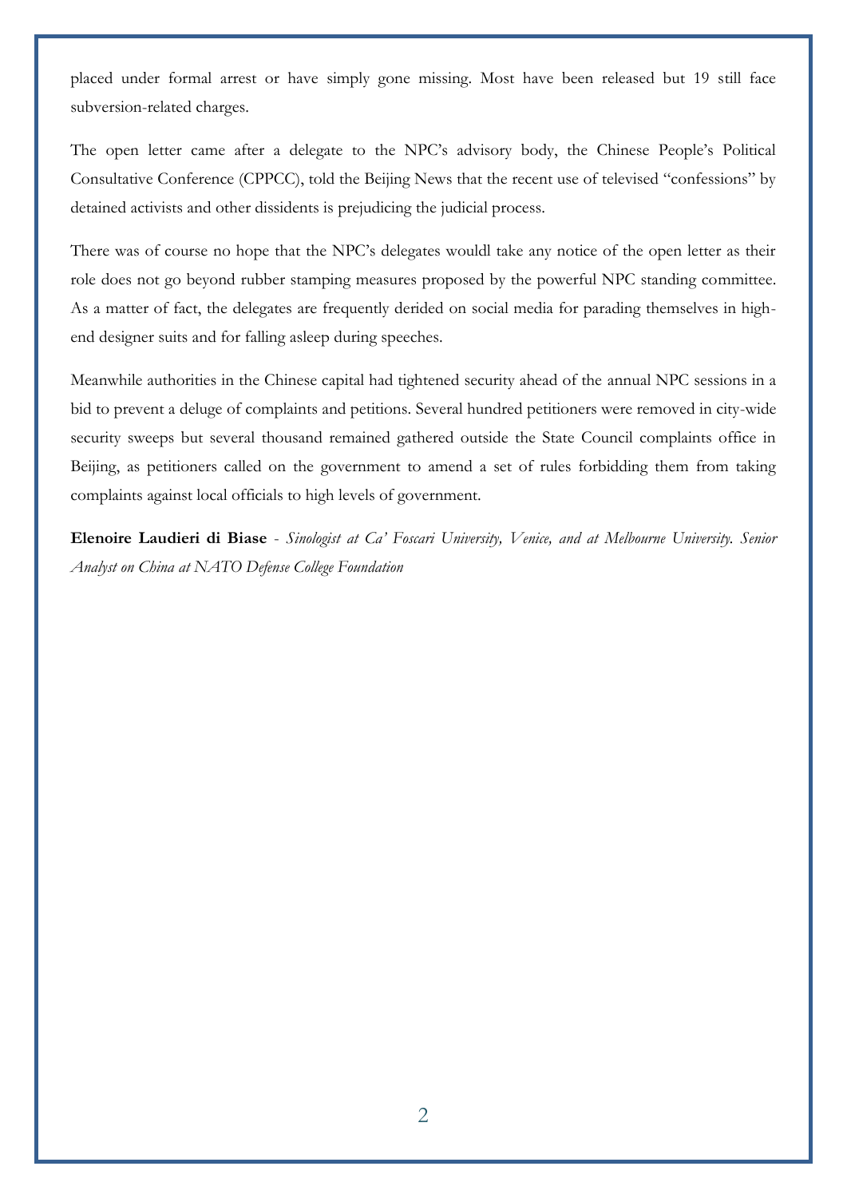placed under formal arrest or have simply gone missing. Most have been released but 19 still face subversion-related charges.

The open letter came after a delegate to the NPC's advisory body, the Chinese People's Political Consultative Conference (CPPCC), told the Beijing News that the recent use of televised "confessions" by detained activists and other dissidents is prejudicing the judicial process.

There was of course no hope that the NPC's delegates wouldl take any notice of the open letter as their role does not go beyond rubber stamping measures proposed by the powerful NPC standing committee. As a matter of fact, the delegates are frequently derided on social media for parading themselves in high-end designer suits and for falling asleep during speeches.

Meanwhile authorities in the Chinese capital had tightened security ahead of the annual NPC sessions in a bid to prevent a deluge of complaints and petitions. Several hundred petitioners were removed in city-wide security sweeps but several thousand remained gathered outside the State Council complaints office in Beijing, as petitioners called on the government to amend a set of rules forbidding them from taking complaints against local officials to high levels of government.

**Elenoire Laudieri di Biase** - *Sinologist at Ca' Foscari University, Venice, and at Melbourne University. Senior Analyst on China at NATO Defense College Foundation*